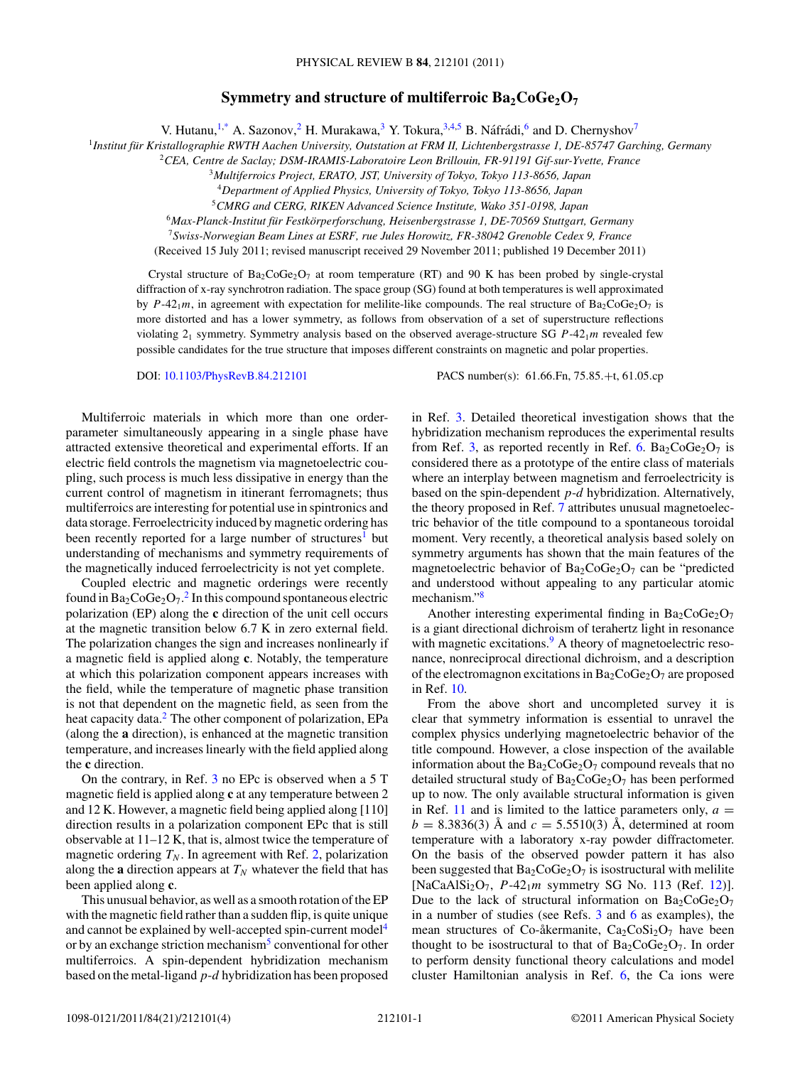# Symmetry and structure of multiferroic $Ba_2CoGe_2O_7$

V. Hutanu,[1,*] A. Sazonov,[2] H. Murakawa,[3] Y. Tokura,[3,4,5] B. Náfrádi,[6] and D. Chernyshov[7]

[1]Institut für Kristallographie RWTH Aachen University, Outstation at FRM II, Lichtenbergstrasse 1, DE-85747 Garching, Germany

[2]CEA, Centre de Saclay; DSM-IRAMIS-Laboratoire Leon Brillouin, FR-91191 Gif-sur-Yvette, France

[3]Multiferroics Project, ERATO, JST, University of Tokyo, Tokyo 113-8656, Japan

[4]Department of Applied Physics, University of Tokyo, Tokyo 113-8656, Japan

[5]CMRG and CERG, RIKEN Advanced Science Institute, Wako 351-0198, Japan

[6]Max-Planck-Institut für Festkörperforschung, Heisenbergstrasse 1, DE-70569 Stuttgart, Germany

[7]Swiss-Norwegian Beam Lines at ESRF, rue Jules Horowitz, FR-38042 Grenoble Cedex 9, France

(Received 15 July 2011; revised manuscript received 29 November 2011; published 19 December 2011)

Crystal structure of $Ba_2CoGe_2O_7$ at room temperature (RT) and 90 K has been probed by single-crystal diffraction of x-ray synchrotron radiation. The space group (SG) found at both temperatures is well approximated by $P\text{-}42_1m$, in agreement with expectation for melilite-like compounds. The real structure of $Ba_2CoGe_2O_7$ is more distorted and has a lower symmetry, as follows from observation of a set of superstructure reflections violating $2_1$ symmetry. Symmetry analysis based on the observed average-structure SG $P\text{-}42_1m$ revealed few possible candidates for the true structure that imposes different constraints on magnetic and polar properties.

DOI: 10.1103/PhysRevB.84.212101 PACS number(s): 61.66.Fn, 75.85.+t, 61.05.cp

Multiferroic materials in which more than one order-parameter simultaneously appearing in a single phase have attracted extensive theoretical and experimental efforts. If an electric field controls the magnetism via magnetoelectric coupling, such process is much less dissipative in energy than the current control of magnetism in itinerant ferromagnets; thus multiferroics are interesting for potential use in spintronics and data storage. Ferroelectricity induced by magnetic ordering has been recently reported for a large number of structures[1] but understanding of mechanisms and symmetry requirements of the magnetically induced ferroelectricity is not yet complete.

Coupled electric and magnetic orderings were recently found in $Ba_2CoGe_2O_7$.[2] In this compound spontaneous electric polarization (EP) along the **c** direction of the unit cell occurs at the magnetic transition below 6.7 K in zero external field. The polarization changes the sign and increases nonlinearly if a magnetic field is applied along **c**. Notably, the temperature at which this polarization component appears increases with the field, while the temperature of magnetic phase transition is not that dependent on the magnetic field, as seen from the heat capacity data.[2] The other component of polarization, EPa (along the **a** direction), is enhanced at the magnetic transition temperature, and increases linearly with the field applied along the **c** direction.

On the contrary, in Ref. 3 no EPc is observed when a 5 T magnetic field is applied along **c** at any temperature between 2 and 12 K. However, a magnetic field being applied along [110] direction results in a polarization component EPc that is still observable at 11–12 K, that is, almost twice the temperature of magnetic ordering $T_N$. In agreement with Ref. 2, polarization along the **a** direction appears at $T_N$ whatever the field that has been applied along **c**.

This unusual behavior, as well as a smooth rotation of the EP with the magnetic field rather than a sudden flip, is quite unique and cannot be explained by well-accepted spin-current model[4] or by an exchange striction mechanism[5] conventional for other multiferroics. A spin-dependent hybridization mechanism based on the metal-ligand *p-d* hybridization has been proposed in Ref. 3. Detailed theoretical investigation shows that the hybridization mechanism reproduces the experimental results from Ref. 3, as reported recently in Ref. 6. $Ba_2CoGe_2O_7$ is considered there as a prototype of the entire class of materials where an interplay between magnetism and ferroelectricity is based on the spin-dependent *p-d* hybridization. Alternatively, the theory proposed in Ref. 7 attributes unusual magnetoelectric behavior of the title compound to a spontaneous toroidal moment. Very recently, a theoretical analysis based solely on symmetry arguments has shown that the main features of the magnetoelectric behavior of $Ba_2CoGe_2O_7$ can be "predicted and understood without appealing to any particular atomic mechanism."[8]

Another interesting experimental finding in $Ba_2CoGe_2O_7$ is a giant directional dichroism of terahertz light in resonance with magnetic excitations.[9] A theory of magnetoelectric resonance, nonreciprocal directional dichroism, and a description of the electromagnon excitations in $Ba_2CoGe_2O_7$ are proposed in Ref. 10.

From the above short and uncompleted survey it is clear that symmetry information is essential to unravel the complex physics underlying magnetoelectric behavior of the title compound. However, a close inspection of the available information about the $Ba_2CoGe_2O_7$ compound reveals that no detailed structural study of $Ba_2CoGe_2O_7$ has been performed up to now. The only available structural information is given in Ref. 11 and is limited to the lattice parameters only, $a = b = 8.3836(3)$ Å and $c = 5.5510(3)$ Å, determined at room temperature with a laboratory x-ray powder diffractometer. On the basis of the observed powder pattern it has also been suggested that $Ba_2CoGe_2O_7$ is isostructural with melilite [$NaCaAlSi_2O_7$, $P\text{-}42_1m$ symmetry SG No. 113 (Ref. 12)]. Due to the lack of structural information on $Ba_2CoGe_2O_7$ in a number of studies (see Refs. 3 and 6 as examples), the mean structures of Co-åkermanite, $Ca_2CoSi_2O_7$ have been thought to be isostructural to that of $Ba_2CoGe_2O_7$. In order to perform density functional theory calculations and model cluster Hamiltonian analysis in Ref. 6, the Ca ions were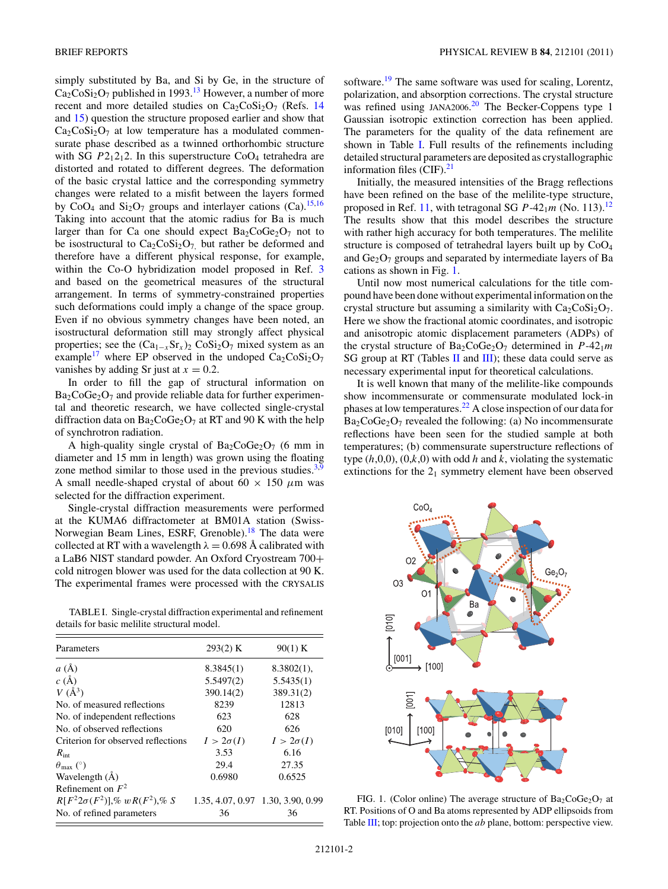simply substituted by Ba, and Si by Ge, in the structure of $Ca_2CoSi_2O_7$ published in 1993.[13] However, a number of more recent and more detailed studies on $Ca_2CoSi_2O_7$ (Refs. 14 and 15) question the structure proposed earlier and show that $Ca_2CoSi_2O_7$ at low temperature has a modulated commensurate phase described as a twinned orthorhombic structure with SG $P2_12_12$. In this superstructure $CoO_4$ tetrahedra are distorted and rotated to different degrees. The deformation of the basic crystal lattice and the corresponding symmetry changes were related to a misfit between the layers formed by $CoO_4$ and $Si_2O_7$ groups and interlayer cations (Ca).[15,16] Taking into account that the atomic radius for Ba is much larger than for Ca one should expect $Ba_2CoGe_2O_7$ not to be isostructural to $Ca_2CoSi_2O_7$, but rather be deformed and therefore have a different physical response, for example, within the Co-O hybridization model proposed in Ref. 3 and based on the geometrical measures of the structural arrangement. In terms of symmetry-constrained properties such deformations could imply a change of the space group. Even if no obvious symmetry changes have been noted, an isostructural deformation still may strongly affect physical properties; see the $(Ca_{1-x}Sr_x)_2$ $CoSi_2O_7$ mixed system as an example[17] where EP observed in the undoped $Ca_2CoSi_2O_7$ vanishes by adding Sr just at $x = 0.2$.

In order to fill the gap of structural information on $Ba_2CoGe_2O_7$ and provide reliable data for further experimental and theoretic research, we have collected single-crystal diffraction data on $Ba_2CoGe_2O_7$ at RT and 90 K with the help of synchrotron radiation.

A high-quality single crystal of $Ba_2CoGe_2O_7$ (6 mm in diameter and 15 mm in length) was grown using the floating zone method similar to those used in the previous studies.[3,9] A small needle-shaped crystal of about 60 × 150 $\mu$m was selected for the diffraction experiment.

Single-crystal diffraction measurements were performed at the KUMA6 diffractometer at BM01A station (Swiss-Norwegian Beam Lines, ESRF, Grenoble).[18] The data were collected at RT with a wavelength $\lambda = 0.698$ Å calibrated with a LaB6 NIST standard powder. An Oxford Cryostream 700+ cold nitrogen blower was used for the data collection at 90 K. The experimental frames were processed with the CRYSALIS software.[19] The same software was used for scaling, Lorentz, polarization, and absorption corrections. The crystal structure was refined using JANA2006.[20] The Becker-Coppens type 1 Gaussian isotropic extinction correction has been applied. The parameters for the quality of the data refinement are shown in Table I. Full results of the refinements including detailed structural parameters are deposited as crystallographic information files (CIF).[21]

TABLE I. Single-crystal diffraction experimental and refinement details for basic melilite structural model.

| Parameters | 293(2) K | 90(1) K |
|---|---|---|
| $a$ (Å) | 8.3845(1) | 8.3802(1), |
| $c$ (Å) | 5.5497(2) | 5.5435(1) |
| $V$ (Å$^3$) | 390.14(2) | 389.31(2) |
| No. of measured reflections | 8239 | 12813 |
| No. of independent reflections | 623 | 628 |
| No. of observed reflections | 620 | 626 |
| Criterion for observed reflections | $I > 2\sigma(I)$ | $I > 2\sigma(I)$ |
| $R_{\rm int}$ | 3.53 | 6.16 |
| $\theta_{\rm max}$ (°) | 29.4 | 27.35 |
| Wavelength (Å) | 0.6980 | 0.6525 |
| Refinement on $F^2$ | | |
| $R[F^2 2\sigma(F^2)]$,% $wR(F^2)$,% $S$ | 1.35, 4.07, 0.97 | 1.30, 3.90, 0.99 |
| No. of refined parameters | 36 | 36 |

Initially, the measured intensities of the Bragg reflections have been refined on the base of the melilite-type structure, proposed in Ref. 11, with tetragonal SG $P\text{-}42_1m$ (No. 113).[12] The results show that this model describes the structure with rather high accuracy for both temperatures. The melilite structure is composed of tetrahedral layers built up by $CoO_4$ and $Ge_2O_7$ groups and separated by intermediate layers of Ba cations as shown in Fig. 1.

Until now most numerical calculations for the title compound have been done without experimental information on the crystal structure but assuming a similarity with $Ca_2CoSi_2O_7$. Here we show the fractional atomic coordinates, and isotropic and anisotropic atomic displacement parameters (ADPs) of the crystal structure of $Ba_2CoGe_2O_7$ determined in $P\text{-}42_1m$ SG group at RT (Tables II and III); these data could serve as necessary experimental input for theoretical calculations.

It is well known that many of the melilite-like compounds show incommensurate or commensurate modulated lock-in phases at low temperatures.[22] A close inspection of our data for $Ba_2CoGe_2O_7$ revealed the following: (a) No incommensurate reflections have been seen for the studied sample at both temperatures; (b) commensurate superstructure reflections of type $(h,0,0)$, $(0,k,0)$ with odd $h$ and $k$, violating the systematic extinctions for the $2_1$ symmetry element have been observed

FIG. 1. (Color online) The average structure of $Ba_2CoGe_2O_7$ at RT. Positions of O and Ba atoms represented by ADP ellipsoids from Table III; top: projection onto the $ab$ plane, bottom: perspective view.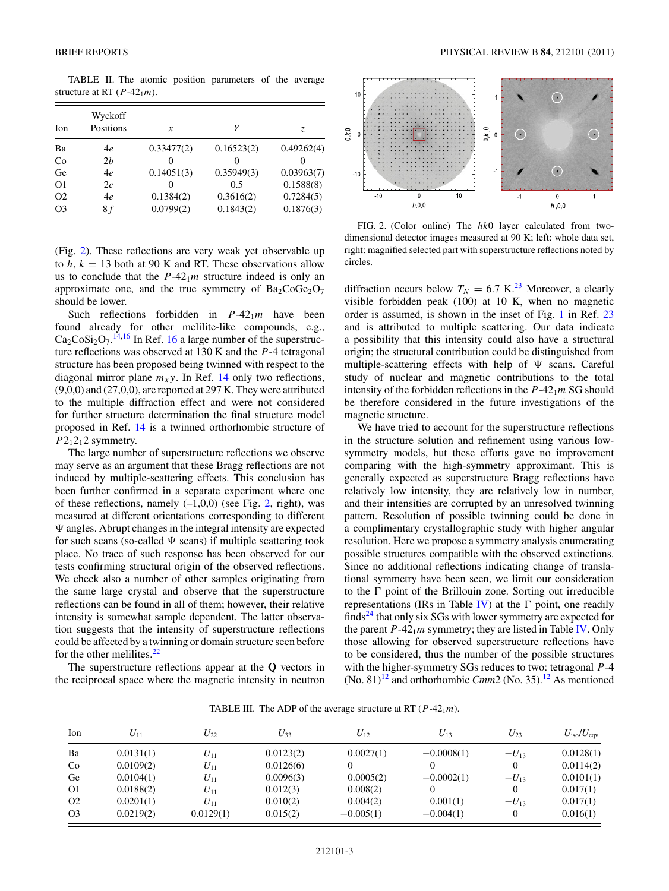TABLE II. The atomic position parameters of the average structure at RT ($P$-$42_1m$).

| Ion | Wyckoff Positions | $x$ | $Y$ | $z$ |
|---|---|---|---|---|
| Ba | 4$e$ | 0.33477(2) | 0.16523(2) | 0.49262(4) |
| Co | 2$b$ | 0 | 0 | 0 |
| Ge | 4$e$ | 0.14051(3) | 0.35949(3) | 0.03963(7) |
| O1 | 2$c$ | 0 | 0.5 | 0.1588(8) |
| O2 | 4$e$ | 0.1384(2) | 0.3616(2) | 0.7284(5) |
| O3 | 8$f$ | 0.0799(2) | 0.1843(2) | 0.1876(3) |

(Fig. 2). These reflections are very weak yet observable up to $h$, $k$ = 13 both at 90 K and RT. These observations allow us to conclude that the $P$-$42_1m$ structure indeed is only an approximate one, and the true symmetry of $Ba_2CoGe_2O_7$ should be lower.

Such reflections forbidden in $P$-$42_1m$ have been found already for other melilite-like compounds, e.g., $Ca_2CoSi_2O_7$.[14,16] In Ref. 16 a large number of the superstructure reflections was observed at 130 K and the $P$-4 tetragonal structure has been proposed being twinned with respect to the diagonal mirror plane $m_{xy}$. In Ref. 14 only two reflections, (9,0,0) and (27,0,0), are reported at 297 K. They were attributed to the multiple diffraction effect and were not considered for further structure determination the final structure model proposed in Ref. 14 is a twinned orthorhombic structure of $P2_12_12$ symmetry.

The large number of superstructure reflections we observe may serve as an argument that these Bragg reflections are not induced by multiple-scattering effects. This conclusion has been further confirmed in a separate experiment where one of these reflections, namely (–1,0,0) (see Fig. 2, right), was measured at different orientations corresponding to different $\Psi$ angles. Abrupt changes in the integral intensity are expected for such scans (so-called $\Psi$ scans) if multiple scattering took place. No trace of such response has been observed for our tests confirming structural origin of the observed reflections. We check also a number of other samples originating from the same large crystal and observe that the superstructure reflections can be found in all of them; however, their relative intensity is somewhat sample dependent. The latter observation suggests that the intensity of superstructure reflections could be affected by a twinning or domain structure seen before for the other melilites.[22]

The superstructure reflections appear at the **Q** vectors in the reciprocal space where the magnetic intensity in neutron diffraction occurs below $T_N$ = 6.7 K.[23] Moreover, a clearly visible forbidden peak (100) at 10 K, when no magnetic order is assumed, is shown in the inset of Fig. 1 in Ref. 23 and is attributed to multiple scattering. Our data indicate a possibility that this intensity could also have a structural origin; the structural contribution could be distinguished from multiple-scattering effects with help of $\Psi$ scans. Careful study of nuclear and magnetic contributions to the total intensity of the forbidden reflections in the $P$-$42_1m$ SG should be therefore considered in the future investigations of the magnetic structure.

FIG. 2. (Color online) The $hk0$ layer calculated from two-dimensional detector images measured at 90 K; left: whole data set, right: magnified selected part with superstructure reflections noted by circles.

We have tried to account for the superstructure reflections in the structure solution and refinement using various low-symmetry models, but these efforts gave no improvement comparing with the high-symmetry approximant. This is generally expected as superstructure Bragg reflections have relatively low intensity, they are relatively low in number, and their intensities are corrupted by an unresolved twinning pattern. Resolution of possible twinning could be done in a complimentary crystallographic study with higher angular resolution. Here we propose a symmetry analysis enumerating possible structures compatible with the observed extinctions. Since no additional reflections indicating change of translational symmetry have been seen, we limit our consideration to the $\Gamma$ point of the Brillouin zone. Sorting out irreducible representations (IRs in Table IV) at the $\Gamma$ point, one readily finds[24] that only six SGs with lower symmetry are expected for the parent $P$-$42_1m$ symmetry; they are listed in Table IV. Only those allowing for observed superstructure reflections have to be considered, thus the number of the possible structures with the higher-symmetry SGs reduces to two: tetragonal $P$-4 (No. 81)[12] and orthorhombic $Cmm2$ (No. 35).[12] As mentioned

TABLE III. The ADP of the average structure at RT ($P$-$42_1m$).

| Ion | $U_{11}$ | $U_{22}$ | $U_{33}$ | $U_{12}$ | $U_{13}$ | $U_{23}$ | $U_{iso}/U_{eqv}$ |
|---|---|---|---|---|---|---|---|
| Ba | 0.0131(1) | $U_{11}$ | 0.0123(2) | 0.0027(1) | −0.0008(1) | $-U_{13}$ | 0.0128(1) |
| Co | 0.0109(2) | $U_{11}$ | 0.0126(6) | 0 | 0 | 0 | 0.0114(2) |
| Ge | 0.0104(1) | $U_{11}$ | 0.0096(3) | 0.0005(2) | −0.0002(1) | $-U_{13}$ | 0.0101(1) |
| O1 | 0.0188(2) | $U_{11}$ | 0.012(3) | 0.008(2) | 0 | 0 | 0.017(1) |
| O2 | 0.0201(1) | $U_{11}$ | 0.010(2) | 0.004(2) | 0.001(1) | $-U_{13}$ | 0.017(1) |
| O3 | 0.0219(2) | 0.0129(1) | 0.015(2) | −0.005(1) | −0.004(1) | 0 | 0.016(1) |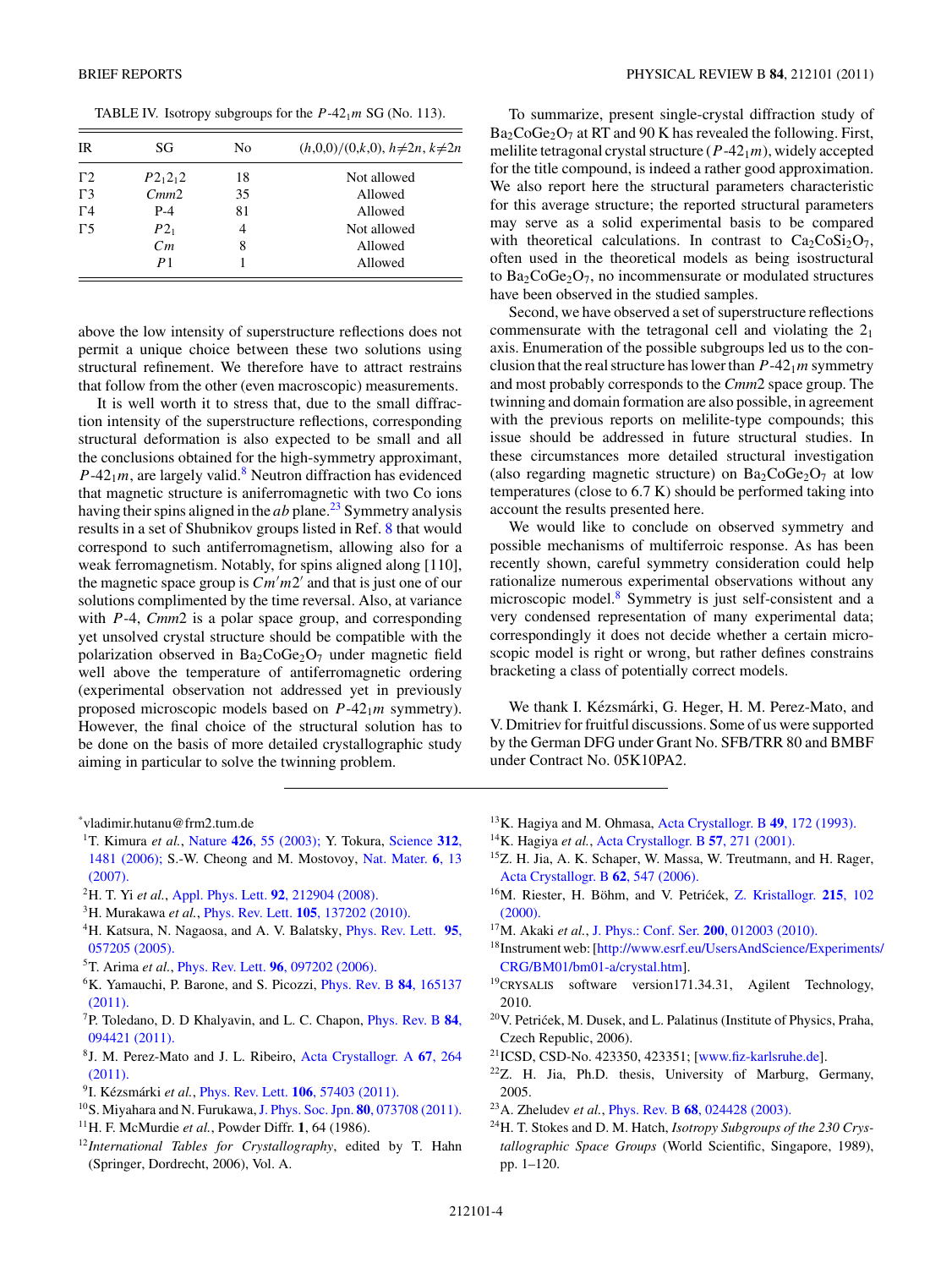TABLE IV. Isotropy subgroups for the $P$-$42_1m$ SG (No. 113).

| IR | SG | No | $(h,0,0)/(0,k,0)$, $h\neq 2n$, $k\neq 2n$ |
|---|---|---|---|
| Γ2 | $P2_12_12$ | 18 | Not allowed |
| Γ3 | $Cmm2$ | 35 | Allowed |
| Γ4 | P-4 | 81 | Allowed |
| Γ5 | $P2_1$ | 4 | Not allowed |
| | $Cm$ | 8 | Allowed |
| | $P1$ | 1 | Allowed |

above the low intensity of superstructure reflections does not permit a unique choice between these two solutions using structural refinement. We therefore have to attract restrains that follow from the other (even macroscopic) measurements.

It is well worth it to stress that, due to the small diffraction intensity of the superstructure reflections, corresponding structural deformation is also expected to be small and all the conclusions obtained for the high-symmetry approximant, $P$-$42_1m$, are largely valid.[8] Neutron diffraction has evidenced that magnetic structure is aniferromagnetic with two Co ions having their spins aligned in the *ab* plane.[23] Symmetry analysis results in a set of Shubnikov groups listed in Ref. 8 that would correspond to such antiferromagnetism, allowing also for a weak ferromagnetism. Notably, for spins aligned along [110], the magnetic space group is $Cm'm2'$ and that is just one of our solutions complimented by the time reversal. Also, at variance with $P$-4, $Cmm2$ is a polar space group, and corresponding yet unsolved crystal structure should be compatible with the polarization observed in $Ba_2CoGe_2O_7$ under magnetic field well above the temperature of antiferromagnetic ordering (experimental observation not addressed yet in previously proposed microscopic models based on $P$-$42_1m$ symmetry). However, the final choice of the structural solution has to be done on the basis of more detailed crystallographic study aiming in particular to solve the twinning problem.

To summarize, present single-crystal diffraction study of $Ba_2CoGe_2O_7$ at RT and 90 K has revealed the following. First, melilite tetragonal crystal structure ($P$-$42_1m$), widely accepted for the title compound, is indeed a rather good approximation. We also report here the structural parameters characteristic for this average structure; the reported structural parameters may serve as a solid experimental basis to be compared with theoretical calculations. In contrast to $Ca_2CoSi_2O_7$, often used in the theoretical models as being isostructural to $Ba_2CoGe_2O_7$, no incommensurate or modulated structures have been observed in the studied samples.

Second, we have observed a set of superstructure reflections commensurate with the tetragonal cell and violating the $2_1$ axis. Enumeration of the possible subgroups led us to the conclusion that the real structure has lower than $P$-$42_1m$ symmetry and most probably corresponds to the $Cmm2$ space group. The twinning and domain formation are also possible, in agreement with the previous reports on melilite-type compounds; this issue should be addressed in future structural studies. In these circumstances more detailed structural investigation (also regarding magnetic structure) on $Ba_2CoGe_2O_7$ at low temperatures (close to 6.7 K) should be performed taking into account the results presented here.

We would like to conclude on observed symmetry and possible mechanisms of multiferroic response. As has been recently shown, careful symmetry consideration could help rationalize numerous experimental observations without any microscopic model.[8] Symmetry is just self-consistent and a very condensed representation of many experimental data; correspondingly it does not decide whether a certain microscopic model is right or wrong, but rather defines constrains bracketing a class of potentially correct models.

We thank I. Kézsmárki, G. Heger, H. M. Perez-Mato, and V. Dmitriev for fruitful discussions. Some of us were supported by the German DFG under Grant No. SFB/TRR 80 and BMBF under Contract No. 05K10PA2.

---

*vladimir.hutanu@frm2.tum.de

[1] T. Kimura *et al.*, Nature **426**, 55 (2003); Y. Tokura, Science **312**, 1481 (2006); S.-W. Cheong and M. Mostovoy, Nat. Mater. **6**, 13 (2007).

[2] H. T. Yi *et al.*, Appl. Phys. Lett. **92**, 212904 (2008).

[3] H. Murakawa *et al.*, Phys. Rev. Lett. **105**, 137202 (2010).

[4] H. Katsura, N. Nagaosa, and A. V. Balatsky, Phys. Rev. Lett. **95**, 057205 (2005).

[5] T. Arima *et al.*, Phys. Rev. Lett. **96**, 097202 (2006).

[6] K. Yamauchi, P. Barone, and S. Picozzi, Phys. Rev. B **84**, 165137 (2011).

[7] P. Toledano, D. D Khalyavin, and L. C. Chapon, Phys. Rev. B **84**, 094421 (2011).

[8] J. M. Perez-Mato and J. L. Ribeiro, Acta Crystallogr. A **67**, 264 (2011).

[9] I. Kézsmárki *et al.*, Phys. Rev. Lett. **106**, 57403 (2011).

[10] S. Miyahara and N. Furukawa, J. Phys. Soc. Jpn. **80**, 073708 (2011).

[11] H. F. McMurdie *et al.*, Powder Diffr. **1**, 64 (1986).

[12] *International Tables for Crystallography*, edited by T. Hahn (Springer, Dordrecht, 2006), Vol. A.

[13] K. Hagiya and M. Ohmasa, Acta Crystallogr. B **49**, 172 (1993).

[14] K. Hagiya *et al.*, Acta Crystallogr. B **57**, 271 (2001).

[15] Z. H. Jia, A. K. Schaper, W. Massa, W. Treutmann, and H. Rager, Acta Crystallogr. B **62**, 547 (2006).

[16] M. Riester, H. Böhm, and V. Petrićek, Z. Kristallogr. **215**, 102 (2000).

[17] M. Akaki *et al.*, J. Phys.: Conf. Ser. **200**, 012003 (2010).

[18] Instrument web: [http://www.esrf.eu/UsersAndScience/Experiments/CRG/BM01/bm01-a/crystal.htm].

[19] CRYSALIS software version171.34.31, Agilent Technology, 2010.

[20] V. Petrićek, M. Dusek, and L. Palatinus (Institute of Physics, Praha, Czech Republic, 2006).

[21] ICSD, CSD-No. 423350, 423351; [www.fiz-karlsruhe.de].

[22] Z. H. Jia, Ph.D. thesis, University of Marburg, Germany, 2005.

[23] A. Zheludev *et al.*, Phys. Rev. B **68**, 024428 (2003).

[24] H. T. Stokes and D. M. Hatch, *Isotropy Subgroups of the 230 Crystallographic Space Groups* (World Scientific, Singapore, 1989), pp. 1–120.